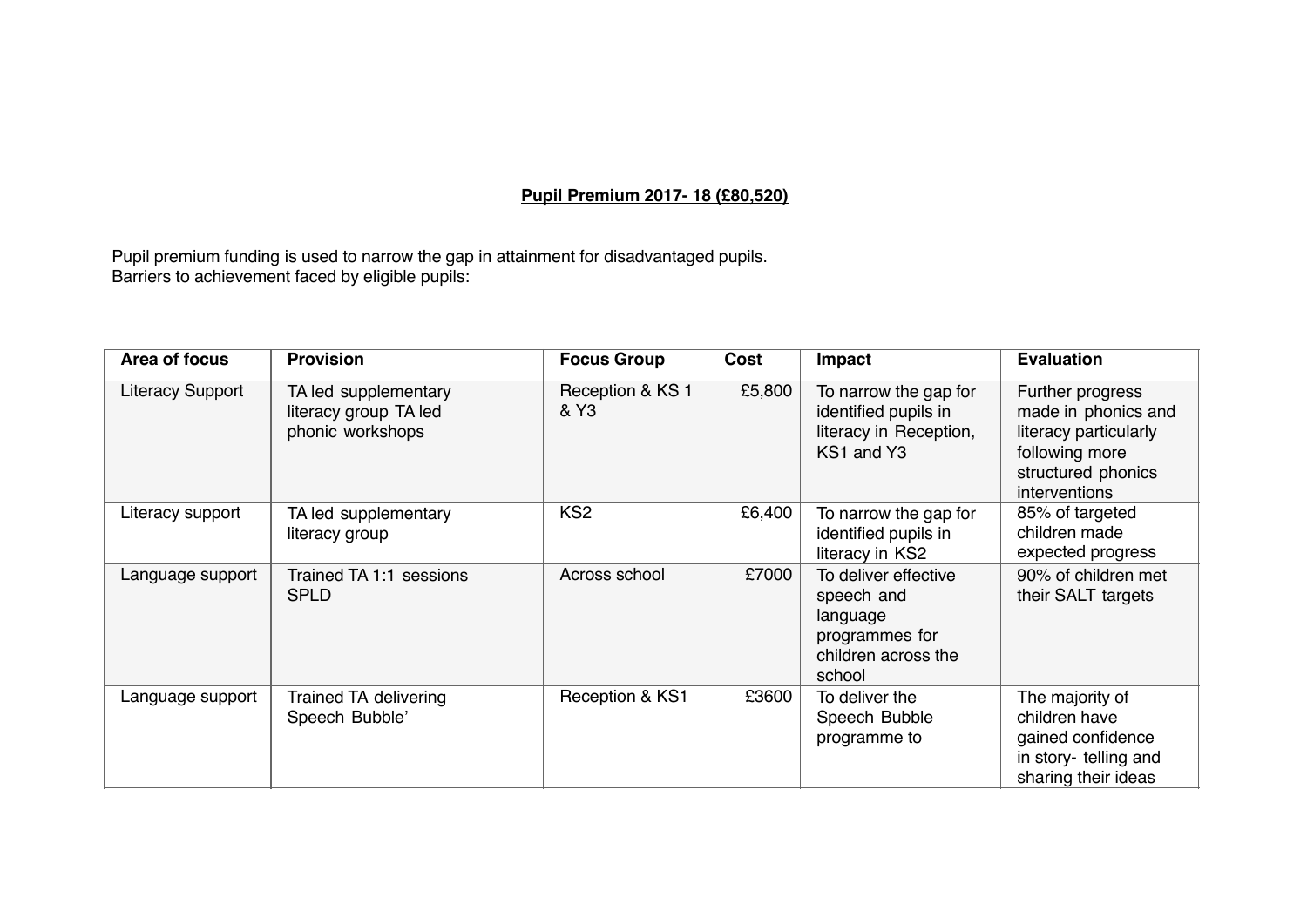**Pupil Premium 2017- 18 (£80,520)**

Pupil premium funding is used to narrow the gap in attainment for disadvantaged pupils.
Barriers to achievement faced by eligible pupils:

| Area of focus | Provision | Focus Group | Cost | Impact | Evaluation |
|---|---|---|---|---|---|
| Literacy Support | TA led supplementary literacy group TA led phonic workshops | Reception & KS 1 & Y3 | £5,800 | To narrow the gap for identified pupils in literacy in Reception, KS1 and Y3 | Further progress made in phonics and literacy particularly following more structured phonics interventions |
| Literacy support | TA led supplementary literacy group | KS2 | £6,400 | To narrow the gap for identified pupils in literacy in KS2 | 85% of targeted children made expected progress |
| Language support | Trained TA 1:1 sessions SPLD | Across school | £7000 | To deliver effective speech and language programmes for children across the school | 90% of children met their SALT targets |
| Language support | Trained TA delivering Speech Bubble' | Reception & KS1 | £3600 | To deliver the Speech Bubble programme to | The majority of children have gained confidence in story- telling and sharing their ideas |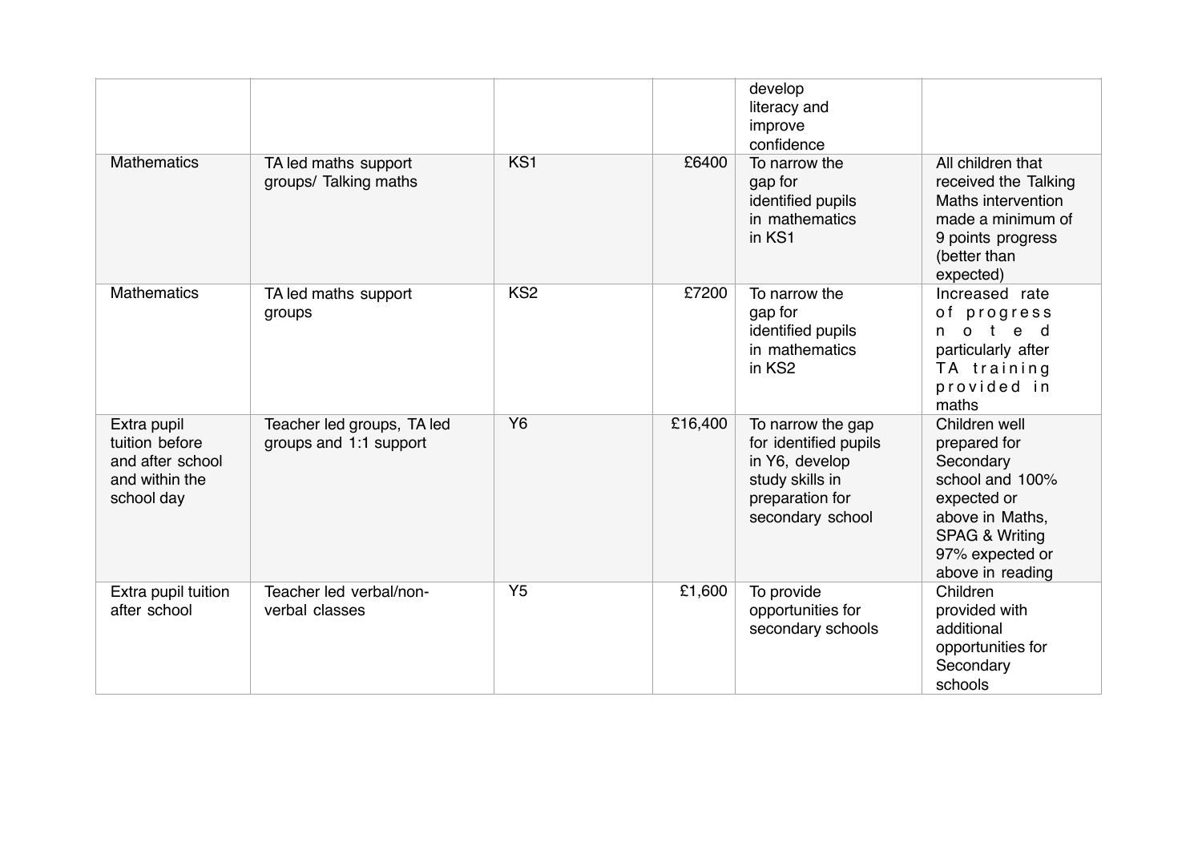| | | | | develop literacy and improve confidence | |
|---|---|---|---|---|---|
| Mathematics | TA led maths support groups/ Talking maths | KS1 | £6400 | To narrow the gap for identified pupils in mathematics in KS1 | All children that received the Talking Maths intervention made a minimum of 9 points progress (better than expected) |
| Mathematics | TA led maths support groups | KS2 | £7200 | To narrow the gap for identified pupils in mathematics in KS2 | Increased rate of progress noted particularly after TA training provided in maths |
| Extra pupil tuition before and after school and within the school day | Teacher led groups, TA led groups and 1:1 support | Y6 | £16,400 | To narrow the gap for identified pupils in Y6, develop study skills in preparation for secondary school | Children well prepared for Secondary school and 100% expected or above in Maths, SPAG & Writing 97% expected or above in reading |
| Extra pupil tuition after school | Teacher led verbal/non-verbal classes | Y5 | £1,600 | To provide opportunities for secondary schools | Children provided with additional opportunities for Secondary schools |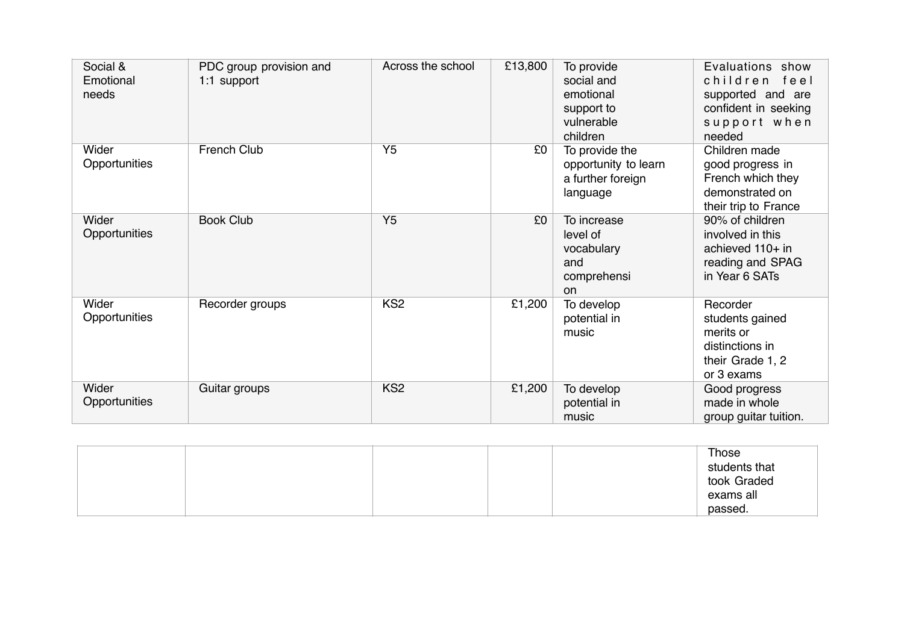| | | | | | |
|---|---|---|---|---|---|
| Social & Emotional needs | PDC group provision and 1:1 support | Across the school | £13,800 | To provide social and emotional support to vulnerable children | Evaluations show children feel supported and are confident in seeking support when needed |
| Wider Opportunities | French Club | Y5 | £0 | To provide the opportunity to learn a further foreign language | Children made good progress in French which they demonstrated on their trip to France |
| Wider Opportunities | Book Club | Y5 | £0 | To increase level of vocabulary and comprehension | 90% of children involved in this achieved 110+ in reading and SPAG in Year 6 SATs |
| Wider Opportunities | Recorder groups | KS2 | £1,200 | To develop potential in music | Recorder students gained merits or distinctions in their Grade 1, 2 or 3 exams |
| Wider Opportunities | Guitar groups | KS2 | £1,200 | To develop potential in music | Good progress made in whole group guitar tuition. Those students that took Graded exams all passed. |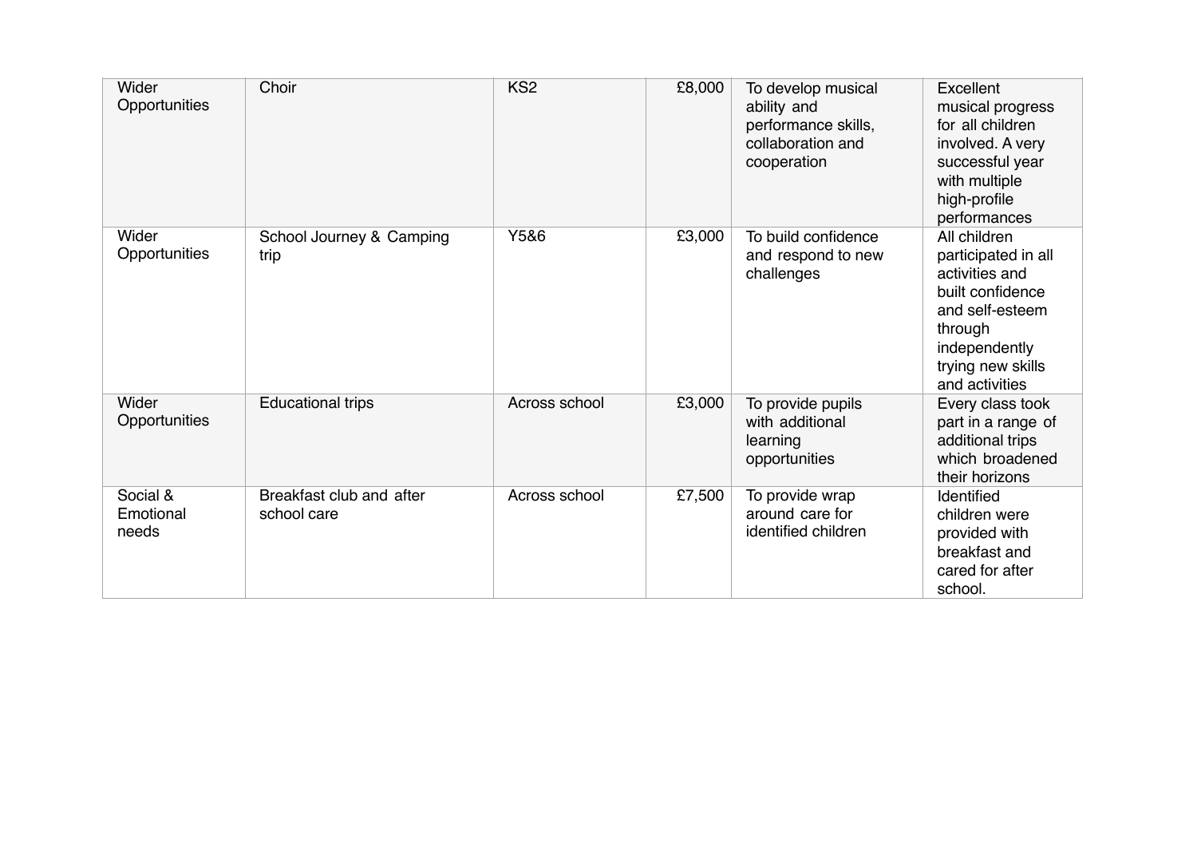| | | | | | |
|---|---|---|---|---|---|
| Wider Opportunities | Choir | KS2 | £8,000 | To develop musical ability and performance skills, collaboration and cooperation | Excellent musical progress for all children involved. A very successful year with multiple high-profile performances |
| Wider Opportunities | School Journey & Camping trip | Y5&6 | £3,000 | To build confidence and respond to new challenges | All children participated in all activities and built confidence and self-esteem through independently trying new skills and activities |
| Wider Opportunities | Educational trips | Across school | £3,000 | To provide pupils with additional learning opportunities | Every class took part in a range of additional trips which broadened their horizons |
| Social & Emotional needs | Breakfast club and after school care | Across school | £7,500 | To provide wrap around care for identified children | Identified children were provided with breakfast and cared for after school. |